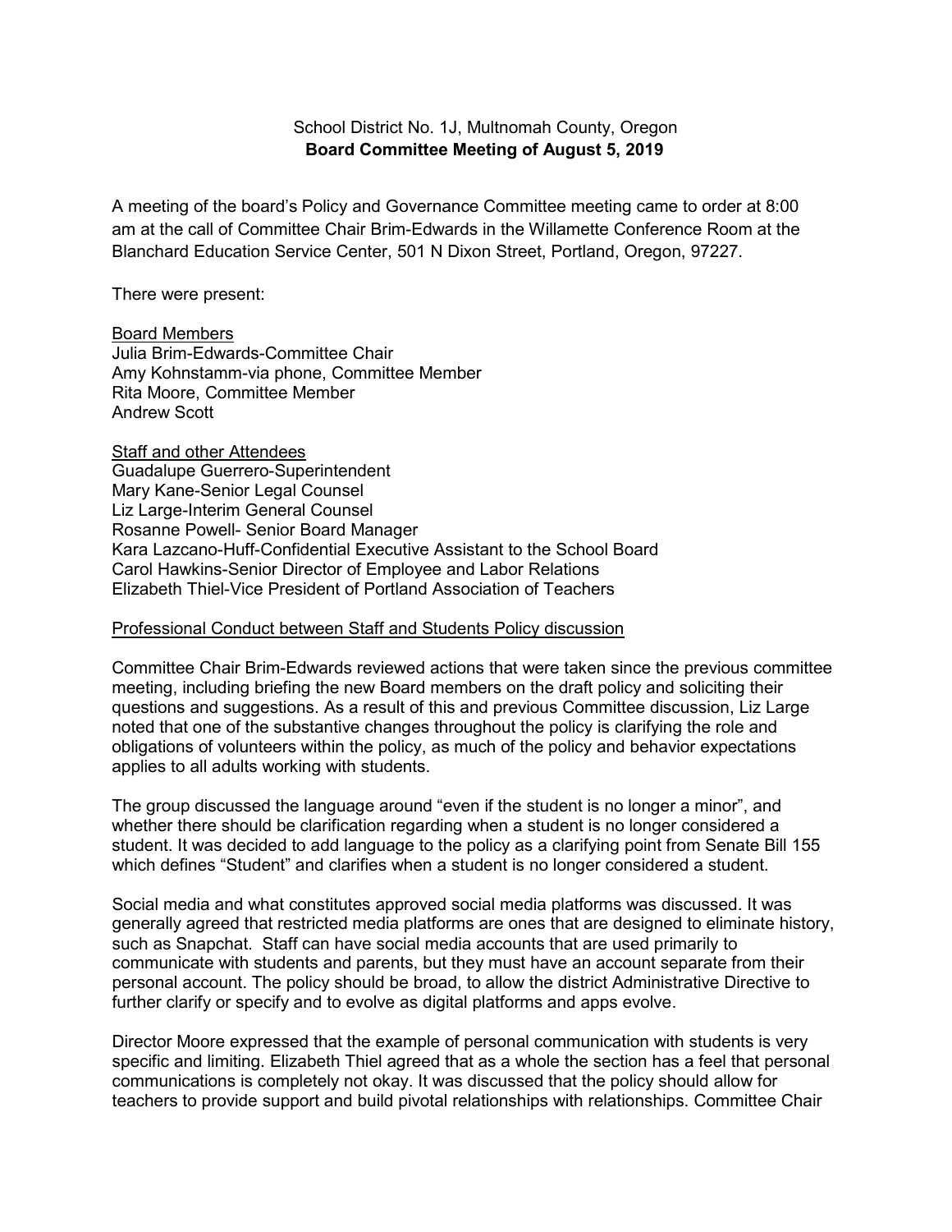School District No. 1J, Multnomah County, Oregon
**Board Committee Meeting of August 5, 2019**

A meeting of the board's Policy and Governance Committee meeting came to order at 8:00 am at the call of Committee Chair Brim-Edwards in the Willamette Conference Room at the Blanchard Education Service Center, 501 N Dixon Street, Portland, Oregon, 97227.

There were present:

<u>Board Members</u>
Julia Brim-Edwards-Committee Chair
Amy Kohnstamm-via phone, Committee Member
Rita Moore, Committee Member
Andrew Scott

<u>Staff and other Attendees</u>
Guadalupe Guerrero-Superintendent
Mary Kane-Senior Legal Counsel
Liz Large-Interim General Counsel
Rosanne Powell- Senior Board Manager
Kara Lazcano-Huff-Confidential Executive Assistant to the School Board
Carol Hawkins-Senior Director of Employee and Labor Relations
Elizabeth Thiel-Vice President of Portland Association of Teachers

<u>Professional Conduct between Staff and Students Policy discussion</u>

Committee Chair Brim-Edwards reviewed actions that were taken since the previous committee meeting, including briefing the new Board members on the draft policy and soliciting their questions and suggestions. As a result of this and previous Committee discussion, Liz Large noted that one of the substantive changes throughout the policy is clarifying the role and obligations of volunteers within the policy, as much of the policy and behavior expectations applies to all adults working with students.

The group discussed the language around "even if the student is no longer a minor", and whether there should be clarification regarding when a student is no longer considered a student. It was decided to add language to the policy as a clarifying point from Senate Bill 155 which defines "Student" and clarifies when a student is no longer considered a student.

Social media and what constitutes approved social media platforms was discussed. It was generally agreed that restricted media platforms are ones that are designed to eliminate history, such as Snapchat. Staff can have social media accounts that are used primarily to communicate with students and parents, but they must have an account separate from their personal account. The policy should be broad, to allow the district Administrative Directive to further clarify or specify and to evolve as digital platforms and apps evolve.

Director Moore expressed that the example of personal communication with students is very specific and limiting. Elizabeth Thiel agreed that as a whole the section has a feel that personal communications is completely not okay. It was discussed that the policy should allow for teachers to provide support and build pivotal relationships with relationships. Committee Chair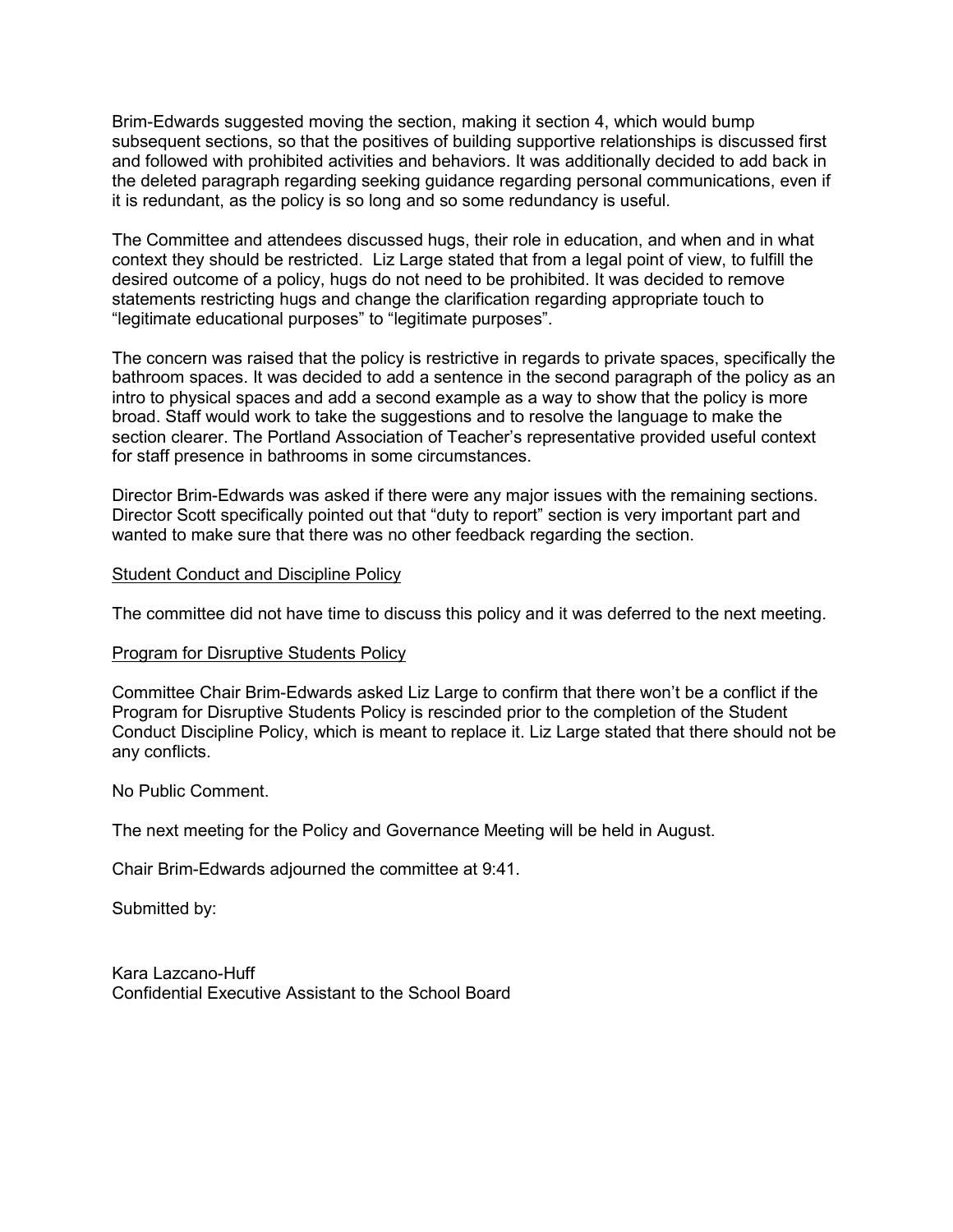Brim-Edwards suggested moving the section, making it section 4, which would bump subsequent sections, so that the positives of building supportive relationships is discussed first and followed with prohibited activities and behaviors. It was additionally decided to add back in the deleted paragraph regarding seeking guidance regarding personal communications, even if it is redundant, as the policy is so long and so some redundancy is useful.

The Committee and attendees discussed hugs, their role in education, and when and in what context they should be restricted. Liz Large stated that from a legal point of view, to fulfill the desired outcome of a policy, hugs do not need to be prohibited. It was decided to remove statements restricting hugs and change the clarification regarding appropriate touch to "legitimate educational purposes" to "legitimate purposes".

The concern was raised that the policy is restrictive in regards to private spaces, specifically the bathroom spaces. It was decided to add a sentence in the second paragraph of the policy as an intro to physical spaces and add a second example as a way to show that the policy is more broad. Staff would work to take the suggestions and to resolve the language to make the section clearer. The Portland Association of Teacher's representative provided useful context for staff presence in bathrooms in some circumstances.

Director Brim-Edwards was asked if there were any major issues with the remaining sections. Director Scott specifically pointed out that "duty to report" section is very important part and wanted to make sure that there was no other feedback regarding the section.

<u>Student Conduct and Discipline Policy</u>

The committee did not have time to discuss this policy and it was deferred to the next meeting.

<u>Program for Disruptive Students Policy</u>

Committee Chair Brim-Edwards asked Liz Large to confirm that there won't be a conflict if the Program for Disruptive Students Policy is rescinded prior to the completion of the Student Conduct Discipline Policy, which is meant to replace it. Liz Large stated that there should not be any conflicts.

No Public Comment.

The next meeting for the Policy and Governance Meeting will be held in August.

Chair Brim-Edwards adjourned the committee at 9:41.

Submitted by:

Kara Lazcano-Huff
Confidential Executive Assistant to the School Board